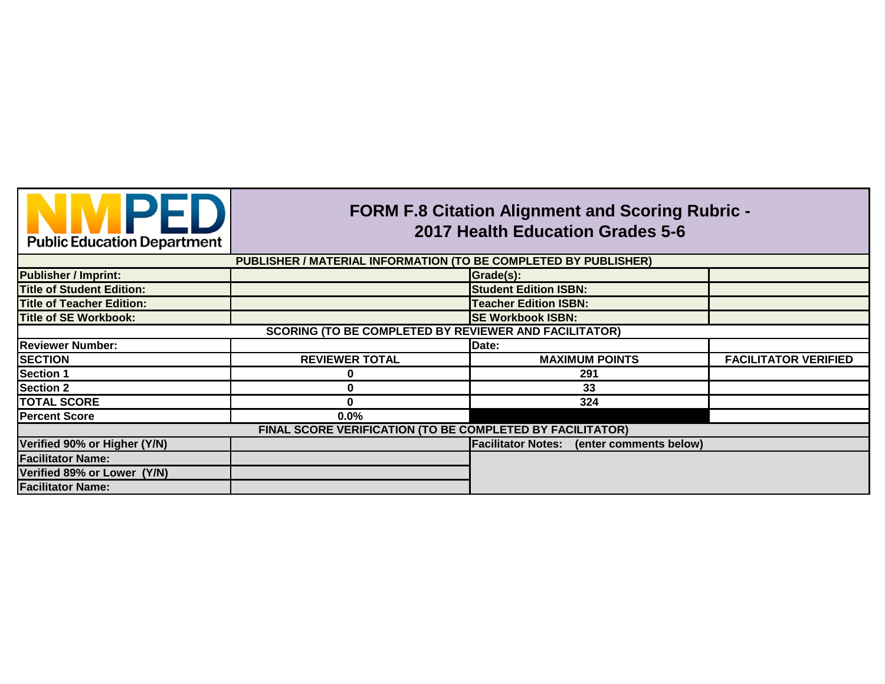NMPED Public Education Department

# FORM F.8 Citation Alignment and Scoring Rubric - 2017 Health Education Grades 5-6

| PUBLISHER / MATERIAL INFORMATION (TO BE COMPLETED BY PUBLISHER) | | | |
|---|---|---|---|
| **Publisher / Imprint:** | | **Grade(s):** | |
| **Title of Student Edition:** | | **Student Edition ISBN:** | |
| **Title of Teacher Edition:** | | **Teacher Edition ISBN:** | |
| **Title of SE Workbook:** | | **SE Workbook ISBN:** | |
| **SCORING (TO BE COMPLETED BY REVIEWER AND FACILITATOR)** | | | |
| **Reviewer Number:** | | **Date:** | |
| **SECTION** | **REVIEWER TOTAL** | **MAXIMUM POINTS** | **FACILITATOR VERIFIED** |
| **Section 1** | 0 | 291 | |
| **Section 2** | 0 | 33 | |
| **TOTAL SCORE** | 0 | 324 | |
| **Percent Score** | 0.0% | | |
| **FINAL SCORE VERIFICATION (TO BE COMPLETED BY FACILITATOR)** | | | |
| **Verified 90% or Higher (Y/N)** | | **Facilitator Notes: (enter comments below)** | |
| **Facilitator Name:** | | | |
| **Verified 89% or Lower (Y/N)** | | | |
| **Facilitator Name:** | | | |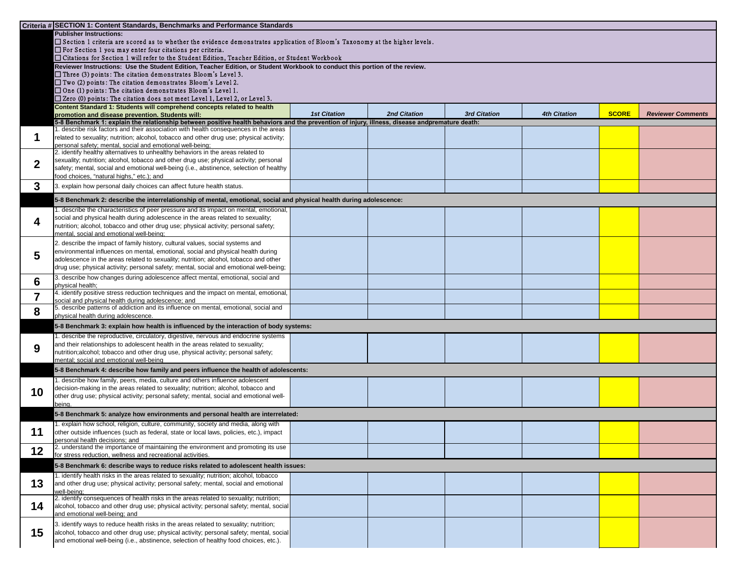| Criteria # | SECTION 1: Content Standards, Benchmarks and Performance Standards | | | | | | |
|---|---|---|---|---|---|---|---|
| | **Publisher Instructions:**<br>☐ Section 1 criteria are scored as to whether the evidence demonstrates application of Bloom's Taxonomy at the higher levels.<br>☐ For Section 1 you may enter four citations per criteria.<br>☐ Citations for Section 1 will refer to the Student Edition, Teacher Edition, or Student Workbook | | | | | | |
| | **Reviewer Instructions: Use the Student Edition, Teacher Edition, or Student Workbook to conduct this portion of the review.**<br>☐ Three (3) points: The citation demonstrates Bloom's Level 3.<br>☐ Two (2) points: The citation demonstrates Bloom's Level 2.<br>☐ One (1) points: The citation demonstrates Bloom's Level 1.<br>☐ Zero (0) points: The citation does not meet Level 1, Level 2, or Level 3. | | | | | | |
| | **Content Standard 1: Students will comprehend concepts related to health promotion and disease prevention. Students will:** | *1st Citation* | *2nd Citation* | *3rd Citation* | *4th Citation* | **SCORE** | *Reviewer Comments* |
| | **5-8 Benchmark 1: explain the relationship between positive health behaviors and the prevention of injury, illness, disease andpremature death:** | | | | | | |
| **1** | 1. describe risk factors and their association with health consequences in the areas related to sexuality; nutrition; alcohol, tobacco and other drug use; physical activity; personal safety; mental, social and emotional well-being; | | | | | | |
| **2** | 2. identify healthy alternatives to unhealthy behaviors in the areas related to sexuality; nutrition; alcohol, tobacco and other drug use; physical activity; personal safety; mental, social and emotional well-being (i.e., abstinence, selection of healthy food choices, "natural highs," etc.); and | | | | | | |
| **3** | 3. explain how personal daily choices can affect future health status. | | | | | | |
| | **5-8 Benchmark 2: describe the interrelationship of mental, emotional, social and physical health during adolescence:** | | | | | | |
| **4** | 1. describe the characteristics of peer pressure and its impact on mental, emotional, social and physical health during adolescence in the areas related to sexuality; nutrition; alcohol, tobacco and other drug use; physical activity; personal safety; mental, social and emotional well-being; | | | | | | |
| **5** | 2. describe the impact of family history, cultural values, social systems and environmental influences on mental, emotional, social and physical health during adolescence in the areas related to sexuality; nutrition; alcohol, tobacco and other drug use; physical activity; personal safety; mental, social and emotional well-being; | | | | | | |
| **6** | 3. describe how changes during adolescence affect mental, emotional, social and physical health; | | | | | | |
| **7** | 4. identify positive stress reduction techniques and the impact on mental, emotional, social and physical health during adolescence; and | | | | | | |
| **8** | 5. describe patterns of addiction and its influence on mental, emotional, social and physical health during adolescence. | | | | | | |
| | **5-8 Benchmark 3: explain how health is influenced by the interaction of body systems:** | | | | | | |
| **9** | 1. describe the reproductive, circulatory, digestive, nervous and endocrine systems and their relationships to adolescent health in the areas related to sexuality; nutrition;alcohol; tobacco and other drug use, physical activity; personal safety; mental; social and emotional well-being | | | | | | |
| | **5-8 Benchmark 4: describe how family and peers influence the health of adolescents:** | | | | | | |
| **10** | 1. describe how family, peers, media, culture and others influence adolescent decision-making in the areas related to sexuality; nutrition; alcohol, tobacco and other drug use; physical activity; personal safety; mental, social and emotional well-being. | | | | | | |
| | **5-8 Benchmark 5: analyze how environments and personal health are interrelated:** | | | | | | |
| **11** | 1. explain how school, religion, culture, community, society and media, along with other outside influences (such as federal, state or local laws, policies, etc.), impact personal health decisions; and | | | | | | |
| **12** | 2. understand the importance of maintaining the environment and promoting its use for stress reduction, wellness and recreational activities. | | | | | | |
| | **5-8 Benchmark 6: describe ways to reduce risks related to adolescent health issues:** | | | | | | |
| **13** | 1. identify health risks in the areas related to sexuality; nutrition; alcohol, tobacco and other drug use; physical activity; personal safety; mental, social and emotional well-being; | | | | | | |
| **14** | 2. identify consequences of health risks in the areas related to sexuality; nutrition; alcohol, tobacco and other drug use; physical activity; personal safety; mental, social and emotional well-being; and | | | | | | |
| **15** | 3. identify ways to reduce health risks in the areas related to sexuality; nutrition; alcohol, tobacco and other drug use; physical activity; personal safety; mental, social and emotional well-being (i.e., abstinence, selection of healthy food choices, etc.). | | | | | | |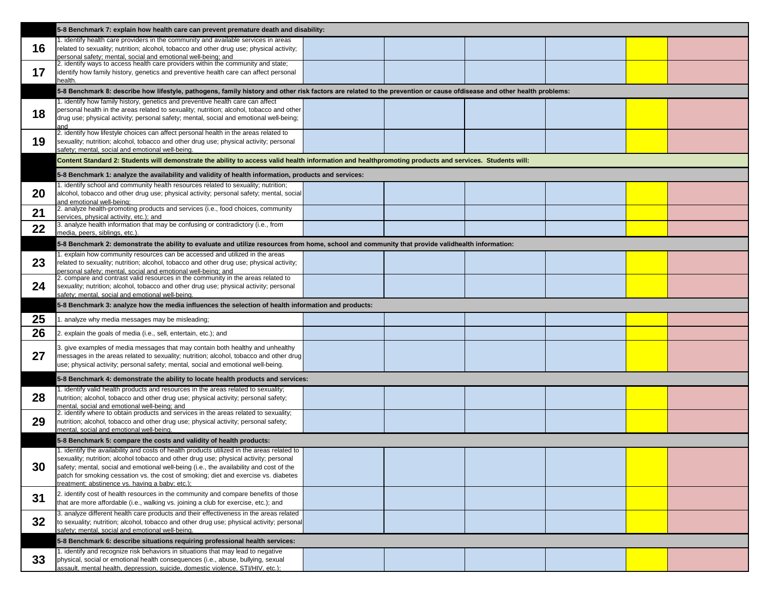| | | | | | | | |
|---|---|---|---|---|---|---|---|
| | **5-8 Benchmark 7: explain how health care can prevent premature death and disability:** | | | | | | |
| **16** | 1. identify health care providers in the community and available services in areas related to sexuality; nutrition; alcohol, tobacco and other drug use; physical activity; personal safety; mental, social and emotional well-being; and | | | | | | |
| **17** | 2. identify ways to access health care providers within the community and state; identify how family history, genetics and preventive health care can affect personal health. | | | | | | |
| | **5-8 Benchmark 8: describe how lifestyle, pathogens, family history and other risk factors are related to the prevention or cause ofdisease and other health problems:** | | | | | | |
| **18** | 1. identify how family history, genetics and preventive health care can affect personal health in the areas related to sexuality; nutrition; alcohol, tobacco and other drug use; physical activity; personal safety; mental, social and emotional well-being; and | | | | | | |
| **19** | 2. identify how lifestyle choices can affect personal health in the areas related to sexuality; nutrition; alcohol, tobacco and other drug use; physical activity; personal safety; mental, social and emotional well-being. | | | | | | |
| | **Content Standard 2: Students will demonstrate the ability to access valid health information and healthpromoting products and services. Students will:** | | | | | | |
| | **5-8 Benchmark 1: analyze the availability and validity of health information, products and services:** | | | | | | |
| **20** | 1. identify school and community health resources related to sexuality; nutrition; alcohol, tobacco and other drug use; physical activity; personal safety; mental, social and emotional well-being; | | | | | | |
| **21** | 2. analyze health-promoting products and services (i.e., food choices, community services, physical activity, etc.); and | | | | | | |
| **22** | 3. analyze health information that may be confusing or contradictory (i.e., from media, peers, siblings, etc.). | | | | | | |
| | **5-8 Benchmark 2: demonstrate the ability to evaluate and utilize resources from home, school and community that provide validhealth information:** | | | | | | |
| **23** | 1. explain how community resources can be accessed and utilized in the areas related to sexuality; nutrition; alcohol, tobacco and other drug use; physical activity; personal safety; mental, social and emotional well-being; and | | | | | | |
| **24** | 2. compare and contrast valid resources in the community in the areas related to sexuality; nutrition; alcohol, tobacco and other drug use; physical activity; personal safety; mental, social and emotional well-being. | | | | | | |
| | **5-8 Benchmark 3: analyze how the media influences the selection of health information and products:** | | | | | | |
| **25** | 1. analyze why media messages may be misleading; | | | | | | |
| **26** | 2. explain the goals of media (i.e., sell, entertain, etc.); and | | | | | | |
| **27** | 3. give examples of media messages that may contain both healthy and unhealthy messages in the areas related to sexuality; nutrition; alcohol, tobacco and other drug use; physical activity; personal safety; mental, social and emotional well-being. | | | | | | |
| | **5-8 Benchmark 4: demonstrate the ability to locate health products and services:** | | | | | | |
| **28** | 1. identify valid health products and resources in the areas related to sexuality; nutrition; alcohol, tobacco and other drug use; physical activity; personal safety; mental, social and emotional well-being; and | | | | | | |
| **29** | 2. identify where to obtain products and services in the areas related to sexuality; nutrition; alcohol, tobacco and other drug use; physical activity; personal safety; mental, social and emotional well-being. | | | | | | |
| | **5-8 Benchmark 5: compare the costs and validity of health products:** | | | | | | |
| **30** | 1. identify the availability and costs of health products utilized in the areas related to sexuality; nutrition; alcohol tobacco and other drug use; physical activity; personal safety; mental, social and emotional well-being (i.e., the availability and cost of the patch for smoking cessation vs. the cost of smoking; diet and exercise vs. diabetes treatment; abstinence vs. having a baby; etc.); | | | | | | |
| **31** | 2. identify cost of health resources in the community and compare benefits of those that are more affordable (i.e., walking vs. joining a club for exercise, etc.); and | | | | | | |
| **32** | 3. analyze different health care products and their effectiveness in the areas related to sexuality; nutrition; alcohol, tobacco and other drug use; physical activity; personal safety; mental, social and emotional well-being. | | | | | | |
| | **5-8 Benchmark 6: describe situations requiring professional health services:** | | | | | | |
| **33** | 1. identify and recognize risk behaviors in situations that may lead to negative physical, social or emotional health consequences (i.e., abuse, bullying, sexual assault, mental health, depression, suicide, domestic violence, STI/HIV, etc.); | | | | | | |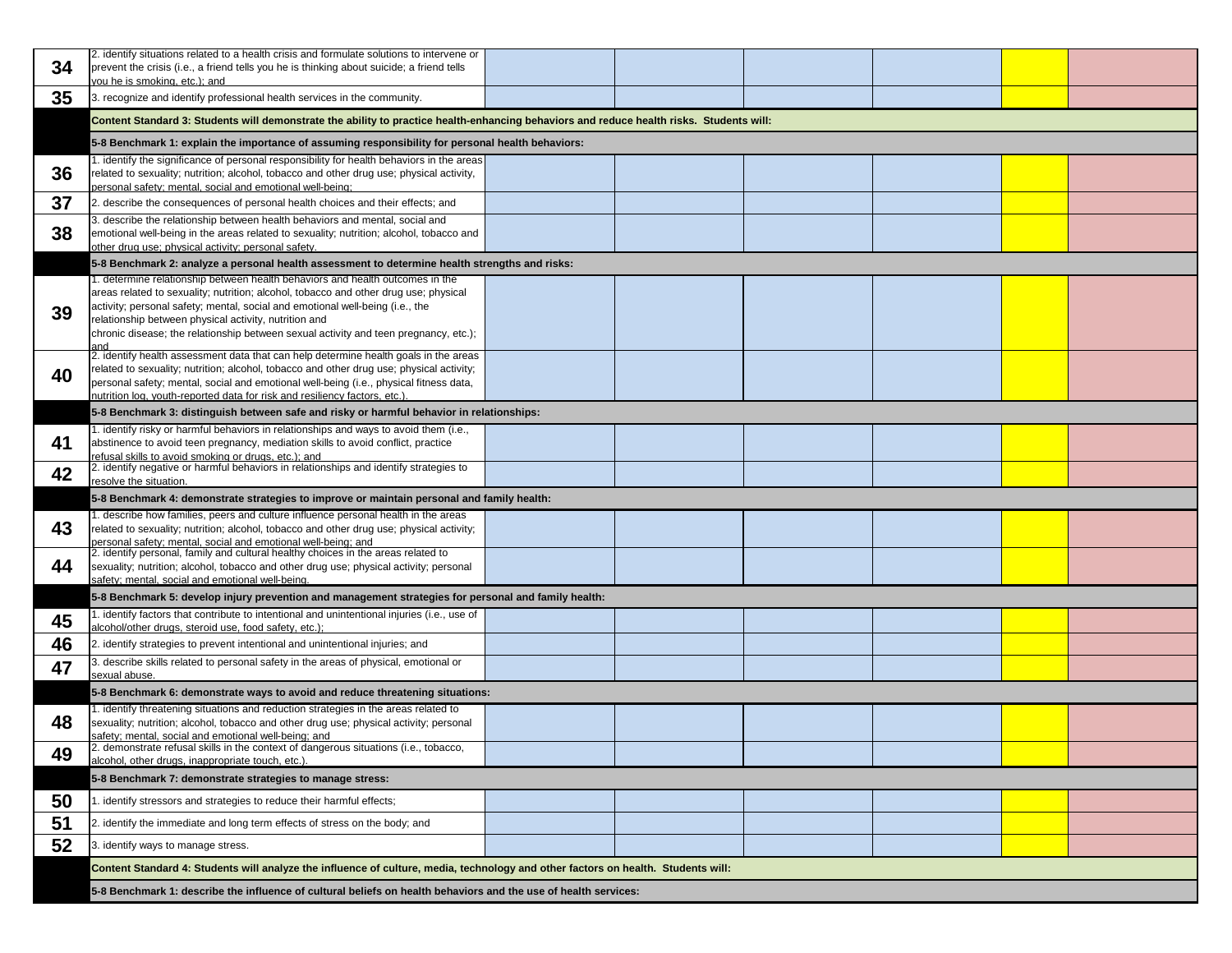| | | | | | | | |
|---|---|---|---|---|---|---|---|
| 34 | 2. identify situations related to a health crisis and formulate solutions to intervene or prevent the crisis (i.e., a friend tells you he is thinking about suicide; a friend tells you he is smoking, etc.); and | | | | | | |
| 35 | 3. recognize and identify professional health services in the community. | | | | | | |
| | **Content Standard 3: Students will demonstrate the ability to practice health-enhancing behaviors and reduce health risks. Students will:** | | | | | | |
| | **5-8 Benchmark 1: explain the importance of assuming responsibility for personal health behaviors:** | | | | | | |
| 36 | 1. identify the significance of personal responsibility for health behaviors in the areas related to sexuality; nutrition; alcohol, tobacco and other drug use; physical activity, personal safety; mental, social and emotional well-being; | | | | | | |
| 37 | 2. describe the consequences of personal health choices and their effects; and | | | | | | |
| 38 | 3. describe the relationship between health behaviors and mental, social and emotional well-being in the areas related to sexuality; nutrition; alcohol, tobacco and other drug use; physical activity; personal safety. | | | | | | |
| | **5-8 Benchmark 2: analyze a personal health assessment to determine health strengths and risks:** | | | | | | |
| 39 | 1. determine relationship between health behaviors and health outcomes in the areas related to sexuality; nutrition; alcohol, tobacco and other drug use; physical activity; personal safety; mental, social and emotional well-being (i.e., the relationship between physical activity, nutrition and chronic disease; the relationship between sexual activity and teen pregnancy, etc.); and | | | | | | |
| 40 | 2. identify health assessment data that can help determine health goals in the areas related to sexuality; nutrition; alcohol, tobacco and other drug use; physical activity; personal safety; mental, social and emotional well-being (i.e., physical fitness data, nutrition log, youth-reported data for risk and resiliency factors, etc.). | | | | | | |
| | **5-8 Benchmark 3: distinguish between safe and risky or harmful behavior in relationships:** | | | | | | |
| 41 | 1. identify risky or harmful behaviors in relationships and ways to avoid them (i.e., abstinence to avoid teen pregnancy, mediation skills to avoid conflict, practice refusal skills to avoid smoking or drugs, etc.); and | | | | | | |
| 42 | 2. identify negative or harmful behaviors in relationships and identify strategies to resolve the situation. | | | | | | |
| | **5-8 Benchmark 4: demonstrate strategies to improve or maintain personal and family health:** | | | | | | |
| 43 | 1. describe how families, peers and culture influence personal health in the areas related to sexuality; nutrition; alcohol, tobacco and other drug use; physical activity; personal safety; mental, social and emotional well-being; and | | | | | | |
| 44 | 2. identify personal, family and cultural healthy choices in the areas related to sexuality; nutrition; alcohol, tobacco and other drug use; physical activity; personal safety; mental, social and emotional well-being. | | | | | | |
| | **5-8 Benchmark 5: develop injury prevention and management strategies for personal and family health:** | | | | | | |
| 45 | 1. identify factors that contribute to intentional and unintentional injuries (i.e., use of alcohol/other drugs, steroid use, food safety, etc.); | | | | | | |
| 46 | 2. identify strategies to prevent intentional and unintentional injuries; and | | | | | | |
| 47 | 3. describe skills related to personal safety in the areas of physical, emotional or sexual abuse. | | | | | | |
| | **5-8 Benchmark 6: demonstrate ways to avoid and reduce threatening situations:** | | | | | | |
| 48 | 1. identify threatening situations and reduction strategies in the areas related to sexuality; nutrition; alcohol, tobacco and other drug use; physical activity; personal safety; mental, social and emotional well-being; and | | | | | | |
| 49 | 2. demonstrate refusal skills in the context of dangerous situations (i.e., tobacco, alcohol, other drugs, inappropriate touch, etc.). | | | | | | |
| | **5-8 Benchmark 7: demonstrate strategies to manage stress:** | | | | | | |
| 50 | 1. identify stressors and strategies to reduce their harmful effects; | | | | | | |
| 51 | 2. identify the immediate and long term effects of stress on the body; and | | | | | | |
| 52 | 3. identify ways to manage stress. | | | | | | |
| | **Content Standard 4: Students will analyze the influence of culture, media, technology and other factors on health. Students will:** | | | | | | |
| | **5-8 Benchmark 1: describe the influence of cultural beliefs on health behaviors and the use of health services:** | | | | | | |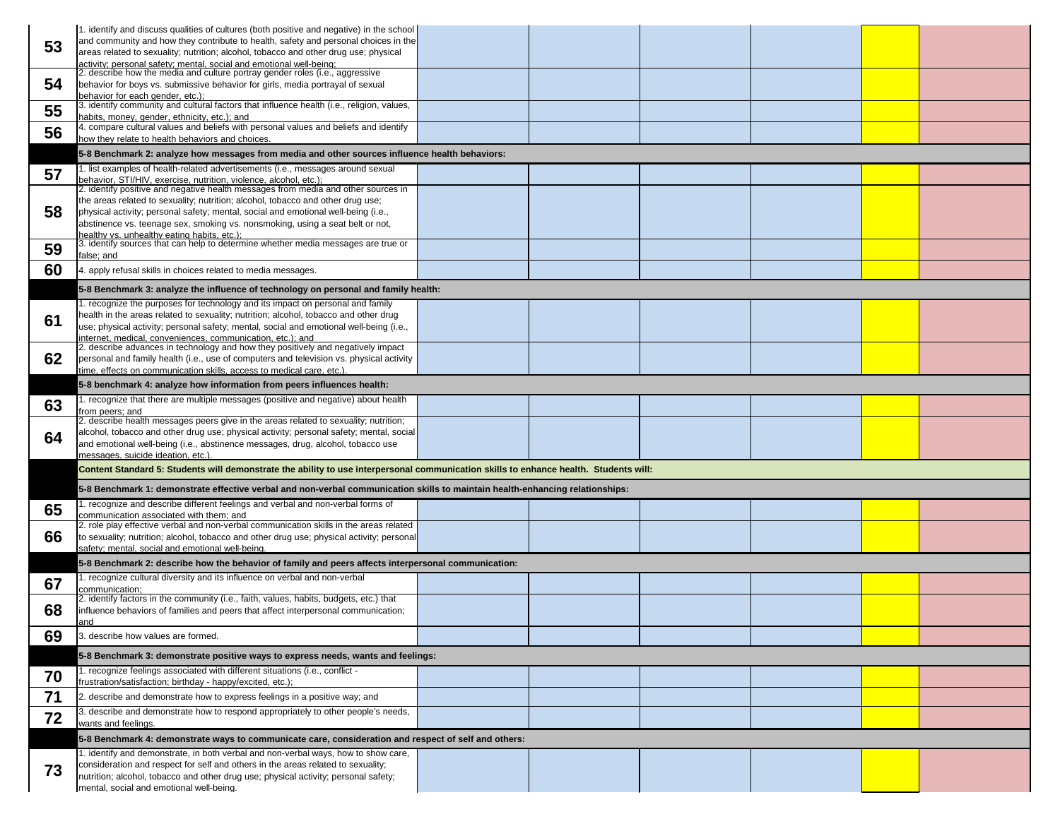| | | | | | | | |
|---|---|---|---|---|---|---|---|
| 53 | 1. identify and discuss qualities of cultures (both positive and negative) in the school and community and how they contribute to health, safety and personal choices in the areas related to sexuality; nutrition; alcohol, tobacco and other drug use; physical activity; personal safety; mental, social and emotional well-being; | | | | | | |
| 54 | 2. describe how the media and culture portray gender roles (i.e., aggressive behavior for boys vs. submissive behavior for girls, media portrayal of sexual behavior for each gender, etc.); | | | | | | |
| 55 | 3. identify community and cultural factors that influence health (i.e., religion, values, habits, money, gender, ethnicity, etc.); and | | | | | | |
| 56 | 4. compare cultural values and beliefs with personal values and beliefs and identify how they relate to health behaviors and choices. | | | | | | |
| | **5-8 Benchmark 2: analyze how messages from media and other sources influence health behaviors:** | | | | | | |
| 57 | 1. list examples of health-related advertisements (i.e., messages around sexual behavior, STI/HIV, exercise, nutrition, violence, alcohol, etc.); | | | | | | |
| 58 | 2. identify positive and negative health messages from media and other sources in the areas related to sexuality; nutrition; alcohol, tobacco and other drug use; physical activity; personal safety; mental, social and emotional well-being (i.e., abstinence vs. teenage sex, smoking vs. nonsmoking, using a seat belt or not, healthy vs. unhealthy eating habits, etc.); | | | | | | |
| 59 | 3. identify sources that can help to determine whether media messages are true or false; and | | | | | | |
| 60 | 4. apply refusal skills in choices related to media messages. | | | | | | |
| | **5-8 Benchmark 3: analyze the influence of technology on personal and family health:** | | | | | | |
| 61 | 1. recognize the purposes for technology and its impact on personal and family health in the areas related to sexuality; nutrition; alcohol, tobacco and other drug use; physical activity; personal safety; mental, social and emotional well-being (i.e., internet, medical, conveniences, communication, etc.); and | | | | | | |
| 62 | 2. describe advances in technology and how they positively and negatively impact personal and family health (i.e., use of computers and television vs. physical activity time, effects on communication skills, access to medical care, etc.). | | | | | | |
| | **5-8 benchmark 4: analyze how information from peers influences health:** | | | | | | |
| 63 | 1. recognize that there are multiple messages (positive and negative) about health from peers; and | | | | | | |
| 64 | 2. describe health messages peers give in the areas related to sexuality; nutrition; alcohol, tobacco and other drug use; physical activity; personal safety; mental, social and emotional well-being (i.e., abstinence messages, drug, alcohol, tobacco use messages, suicide ideation, etc.). | | | | | | |
| | **Content Standard 5: Students will demonstrate the ability to use interpersonal communication skills to enhance health. Students will:** | | | | | | |
| | **5-8 Benchmark 1: demonstrate effective verbal and non-verbal communication skills to maintain health-enhancing relationships:** | | | | | | |
| 65 | 1. recognize and describe different feelings and verbal and non-verbal forms of communication associated with them; and | | | | | | |
| 66 | 2. role play effective verbal and non-verbal communication skills in the areas related to sexuality; nutrition; alcohol, tobacco and other drug use; physical activity; personal safety; mental, social and emotional well-being. | | | | | | |
| | **5-8 Benchmark 2: describe how the behavior of family and peers affects interpersonal communication:** | | | | | | |
| 67 | 1. recognize cultural diversity and its influence on verbal and non-verbal communication; | | | | | | |
| 68 | 2. identify factors in the community (i.e., faith, values, habits, budgets, etc.) that influence behaviors of families and peers that affect interpersonal communication; and | | | | | | |
| 69 | 3. describe how values are formed. | | | | | | |
| | **5-8 Benchmark 3: demonstrate positive ways to express needs, wants and feelings:** | | | | | | |
| 70 | 1. recognize feelings associated with different situations (i.e., conflict - frustration/satisfaction; birthday - happy/excited, etc.); | | | | | | |
| 71 | 2. describe and demonstrate how to express feelings in a positive way; and | | | | | | |
| 72 | 3. describe and demonstrate how to respond appropriately to other people's needs, wants and feelings. | | | | | | |
| | **5-8 Benchmark 4: demonstrate ways to communicate care, consideration and respect of self and others:** | | | | | | |
| 73 | 1. identify and demonstrate, in both verbal and non-verbal ways, how to show care, consideration and respect for self and others in the areas related to sexuality; nutrition; alcohol, tobacco and other drug use; physical activity; personal safety; mental, social and emotional well-being. | | | | | | |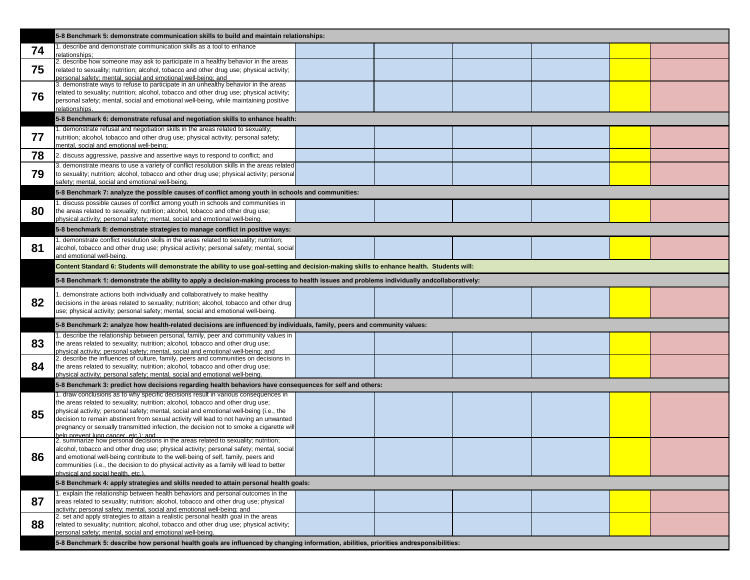| # | Standard | | | | | | |
|---|---|---|---|---|---|---|---|
| | **5-8 Benchmark 5: demonstrate communication skills to build and maintain relationships:** | | | | | | |
| 74 | 1. describe and demonstrate communication skills as a tool to enhance relationships; | | | | | | |
| 75 | 2. describe how someone may ask to participate in a healthy behavior in the areas related to sexuality; nutrition; alcohol, tobacco and other drug use; physical activity; personal safety; mental, social and emotional well-being; and | | | | | | |
| 76 | 3. demonstrate ways to refuse to participate in an unhealthy behavior in the areas related to sexuality; nutrition; alcohol, tobacco and other drug use; physical activity; personal safety; mental, social and emotional well-being, while maintaining positive relationships. | | | | | | |
| | **5-8 Benchmark 6: demonstrate refusal and negotiation skills to enhance health:** | | | | | | |
| 77 | 1. demonstrate refusal and negotiation skills in the areas related to sexuality; nutrition; alcohol, tobacco and other drug use; physical activity; personal safety; mental, social and emotional well-being; | | | | | | |
| 78 | 2. discuss aggressive, passive and assertive ways to respond to conflict; and | | | | | | |
| 79 | 3. demonstrate means to use a variety of conflict resolution skills in the areas related to sexuality; nutrition; alcohol, tobacco and other drug use; physical activity; personal safety; mental, social and emotional well-being. | | | | | | |
| | **5-8 Benchmark 7: analyze the possible causes of conflict among youth in schools and communities:** | | | | | | |
| 80 | 1. discuss possible causes of conflict among youth in schools and communities in the areas related to sexuality; nutrition; alcohol, tobacco and other drug use; physical activity; personal safety; mental, social and emotional well-being. | | | | | | |
| | **5-8 benchmark 8: demonstrate strategies to manage conflict in positive ways:** | | | | | | |
| 81 | 1. demonstrate conflict resolution skills in the areas related to sexuality; nutrition; alcohol, tobacco and other drug use; physical activity; personal safety; mental, social and emotional well-being. | | | | | | |
| | **Content Standard 6: Students will demonstrate the ability to use goal-setting and decision-making skills to enhance health. Students will:** | | | | | | |
| | **5-8 Benchmark 1: demonstrate the ability to apply a decision-making process to health issues and problems individually andcollaboratively:** | | | | | | |
| 82 | 1. demonstrate actions both individually and collaboratively to make healthy decisions in the areas related to sexuality; nutrition; alcohol, tobacco and other drug use; physical activity; personal safety; mental, social and emotional well-being. | | | | | | |
| | **5-8 Benchmark 2: analyze how health-related decisions are influenced by individuals, family, peers and community values:** | | | | | | |
| 83 | 1. describe the relationship between personal, family, peer and community values in the areas related to sexuality; nutrition; alcohol, tobacco and other drug use; physical activity; personal safety; mental, social and emotional well-being; and | | | | | | |
| 84 | 2. describe the influences of culture, family, peers and communities on decisions in the areas related to sexuality; nutrition; alcohol, tobacco and other drug use; physical activity; personal safety; mental, social and emotional well-being. | | | | | | |
| | **5-8 Benchmark 3: predict how decisions regarding health behaviors have consequences for self and others:** | | | | | | |
| 85 | 1. draw conclusions as to why specific decisions result in various consequences in the areas related to sexuality; nutrition; alcohol, tobacco and other drug use; physical activity; personal safety; mental, social and emotional well-being (i.e., the decision to remain abstinent from sexual activity will lead to not having an unwanted pregnancy or sexually transmitted infection, the decision not to smoke a cigarette will help prevent lung cancer, etc.); and | | | | | | |
| 86 | 2. summarize how personal decisions in the areas related to sexuality; nutrition; alcohol, tobacco and other drug use; physical activity; personal safety; mental, social and emotional well-being contribute to the well-being of self, family, peers and communities (i.e., the decision to do physical activity as a family will lead to better physical and social health, etc.). | | | | | | |
| | **5-8 Benchmark 4: apply strategies and skills needed to attain personal health goals:** | | | | | | |
| 87 | 1. explain the relationship between health behaviors and personal outcomes in the areas related to sexuality; nutrition; alcohol, tobacco and other drug use; physical activity; personal safety; mental, social and emotional well-being; and | | | | | | |
| 88 | 2. set and apply strategies to attain a realistic personal health goal in the areas related to sexuality; nutrition; alcohol, tobacco and other drug use; physical activity; personal safety; mental, social and emotional well-being. | | | | | | |
| | **5-8 Benchmark 5: describe how personal health goals are influenced by changing information, abilities, priorities andresponsibilities:** | | | | | | |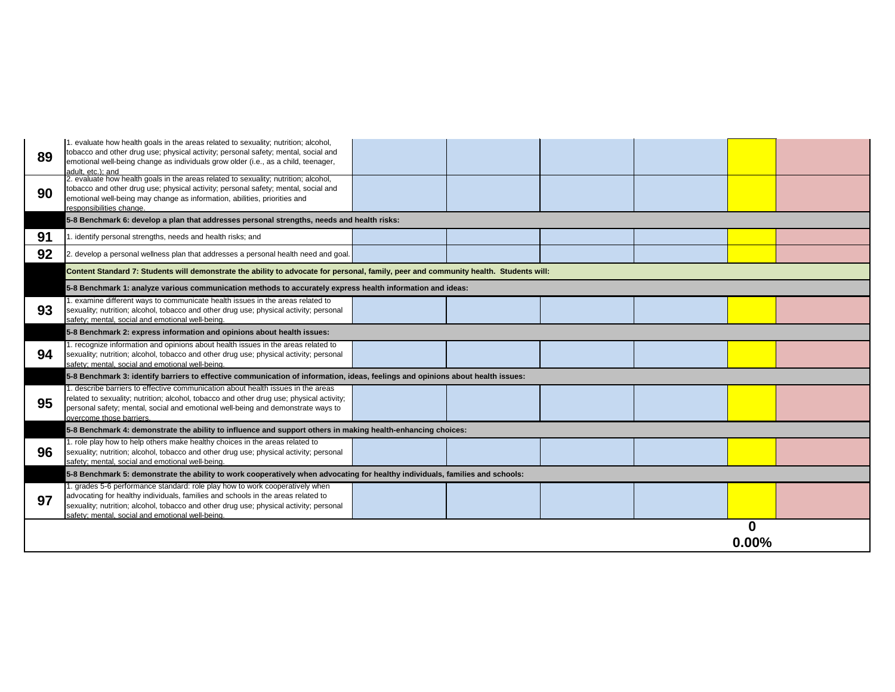| | | | | | | | |
|---|---|---|---|---|---|---|---|
| **89** | 1. evaluate how health goals in the areas related to sexuality; nutrition; alcohol, tobacco and other drug use; physical activity; personal safety; mental, social and emotional well-being change as individuals grow older (i.e., as a child, teenager, adult, etc.); and | | | | | | |
| **90** | 2. evaluate how health goals in the areas related to sexuality; nutrition; alcohol, tobacco and other drug use; physical activity; personal safety; mental, social and emotional well-being may change as information, abilities, priorities and responsibilities change. | | | | | | |
| | **5-8 Benchmark 6: develop a plan that addresses personal strengths, needs and health risks:** | | | | | | |
| **91** | 1. identify personal strengths, needs and health risks; and | | | | | | |
| **92** | 2. develop a personal wellness plan that addresses a personal health need and goal. | | | | | | |
| | **Content Standard 7: Students will demonstrate the ability to advocate for personal, family, peer and community health. Students will:** | | | | | | |
| | **5-8 Benchmark 1: analyze various communication methods to accurately express health information and ideas:** | | | | | | |
| **93** | 1. examine different ways to communicate health issues in the areas related to sexuality; nutrition; alcohol, tobacco and other drug use; physical activity; personal safety; mental, social and emotional well-being. | | | | | | |
| | **5-8 Benchmark 2: express information and opinions about health issues:** | | | | | | |
| **94** | 1. recognize information and opinions about health issues in the areas related to sexuality; nutrition; alcohol, tobacco and other drug use; physical activity; personal safety; mental, social and emotional well-being. | | | | | | |
| | **5-8 Benchmark 3: identify barriers to effective communication of information, ideas, feelings and opinions about health issues:** | | | | | | |
| **95** | 1. describe barriers to effective communication about health issues in the areas related to sexuality; nutrition; alcohol, tobacco and other drug use; physical activity; personal safety; mental, social and emotional well-being and demonstrate ways to overcome those barriers. | | | | | | |
| | **5-8 Benchmark 4: demonstrate the ability to influence and support others in making health-enhancing choices:** | | | | | | |
| **96** | 1. role play how to help others make healthy choices in the areas related to sexuality; nutrition; alcohol, tobacco and other drug use; physical activity; personal safety; mental, social and emotional well-being. | | | | | | |
| | **5-8 Benchmark 5: demonstrate the ability to work cooperatively when advocating for healthy individuals, families and schools:** | | | | | | |
| **97** | 1. grades 5-6 performance standard: role play how to work cooperatively when advocating for healthy individuals, families and schools in the areas related to sexuality; nutrition; alcohol, tobacco and other drug use; physical activity; personal safety; mental, social and emotional well-being. | | | | | | |
| | | | | | | **0**<br>**0.00%** | |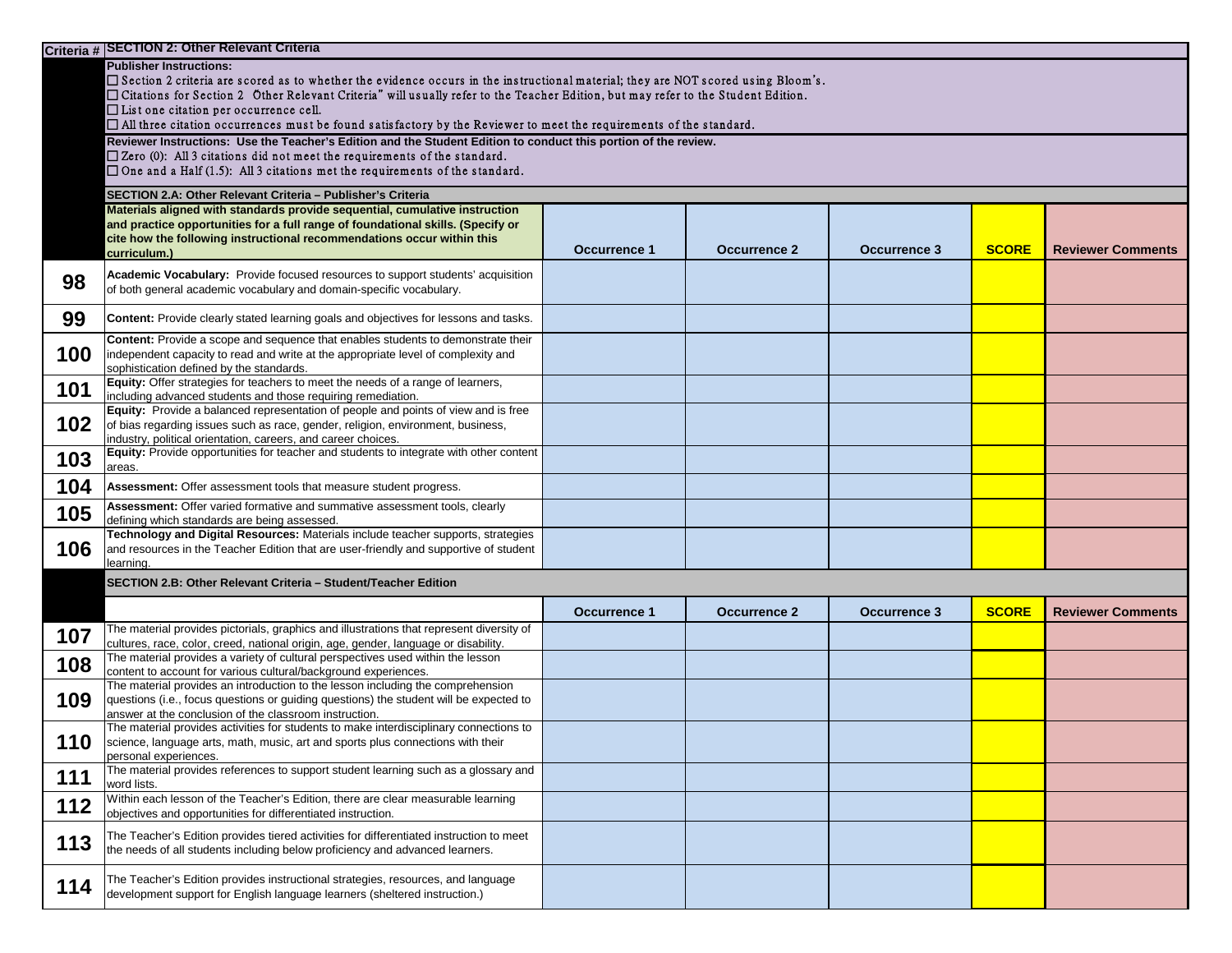| Criteria # | SECTION 2: Other Relevant Criteria | | | | | |
|---|---|---|---|---|---|---|
| | **Publisher Instructions:**<br>☐ Section 2 criteria are scored as to whether the evidence occurs in the instructional material; they are NOT scored using Bloom's.<br>☐ Citations for Section 2 Other Relevant Criteria" will usually refer to the Teacher Edition, but may refer to the Student Edition.<br>☐ List one citation per occurrence cell.<br>☐ All three citation occurrences must be found satisfactory by the Reviewer to meet the requirements of the standard. | | | | | |
| | **Reviewer Instructions: Use the Teacher's Edition and the Student Edition to conduct this portion of the review.**<br>☐ Zero (0): All 3 citations did not meet the requirements of the standard.<br>☐ One and a Half (1.5): All 3 citations met the requirements of the standard. | | | | | |
| | **SECTION 2.A: Other Relevant Criteria – Publisher's Criteria** | | | | | |
| | **Materials aligned with standards provide sequential, cumulative instruction and practice opportunities for a full range of foundational skills. (Specify or cite how the following instructional recommendations occur within this curriculum.)** | **Occurrence 1** | **Occurrence 2** | **Occurrence 3** | **SCORE** | **Reviewer Comments** |
| **98** | **Academic Vocabulary:** Provide focused resources to support students' acquisition of both general academic vocabulary and domain-specific vocabulary. | | | | | |
| **99** | **Content:** Provide clearly stated learning goals and objectives for lessons and tasks. | | | | | |
| **100** | **Content:** Provide a scope and sequence that enables students to demonstrate their independent capacity to read and write at the appropriate level of complexity and sophistication defined by the standards. | | | | | |
| **101** | **Equity:** Offer strategies for teachers to meet the needs of a range of learners, including advanced students and those requiring remediation. | | | | | |
| **102** | **Equity:** Provide a balanced representation of people and points of view and is free of bias regarding issues such as race, gender, religion, environment, business, industry, political orientation, careers, and career choices. | | | | | |
| **103** | **Equity:** Provide opportunities for teacher and students to integrate with other content areas. | | | | | |
| **104** | **Assessment:** Offer assessment tools that measure student progress. | | | | | |
| **105** | **Assessment:** Offer varied formative and summative assessment tools, clearly defining which standards are being assessed. | | | | | |
| **106** | **Technology and Digital Resources:** Materials include teacher supports, strategies and resources in the Teacher Edition that are user-friendly and supportive of student learning. | | | | | |
| | **SECTION 2.B: Other Relevant Criteria – Student/Teacher Edition** | | | | | |
| | | **Occurrence 1** | **Occurrence 2** | **Occurrence 3** | **SCORE** | **Reviewer Comments** |
| **107** | The material provides pictorials, graphics and illustrations that represent diversity of cultures, race, color, creed, national origin, age, gender, language or disability. | | | | | |
| **108** | The material provides a variety of cultural perspectives used within the lesson content to account for various cultural/background experiences. | | | | | |
| **109** | The material provides an introduction to the lesson including the comprehension questions (i.e., focus questions or guiding questions) the student will be expected to answer at the conclusion of the classroom instruction. | | | | | |
| **110** | The material provides activities for students to make interdisciplinary connections to science, language arts, math, music, art and sports plus connections with their personal experiences. | | | | | |
| **111** | The material provides references to support student learning such as a glossary and word lists. | | | | | |
| **112** | Within each lesson of the Teacher's Edition, there are clear measurable learning objectives and opportunities for differentiated instruction. | | | | | |
| **113** | The Teacher's Edition provides tiered activities for differentiated instruction to meet the needs of all students including below proficiency and advanced learners. | | | | | |
| **114** | The Teacher's Edition provides instructional strategies, resources, and language development support for English language learners (sheltered instruction.) | | | | | |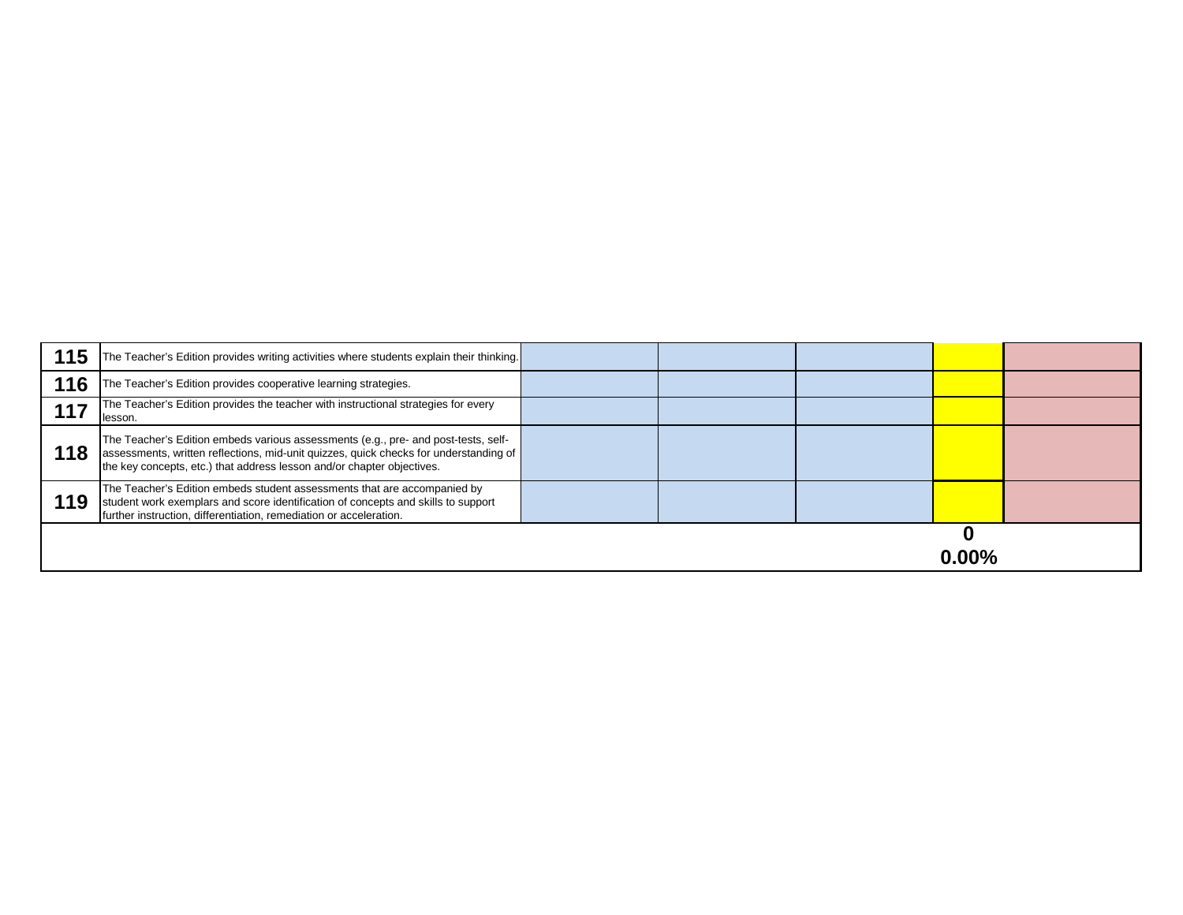| | | | | | | |
|---|---|---|---|---|---|---|
| **115** | The Teacher's Edition provides writing activities where students explain their thinking. | | | | | |
| **116** | The Teacher's Edition provides cooperative learning strategies. | | | | | |
| **117** | The Teacher's Edition provides the teacher with instructional strategies for every lesson. | | | | | |
| **118** | The Teacher's Edition embeds various assessments (e.g., pre- and post-tests, self-assessments, written reflections, mid-unit quizzes, quick checks for understanding of the key concepts, etc.) that address lesson and/or chapter objectives. | | | | | |
| **119** | The Teacher's Edition embeds student assessments that are accompanied by student work exemplars and score identification of concepts and skills to support further instruction, differentiation, remediation or acceleration. | | | | | |
| | | | | | **0** **0.00%** | |